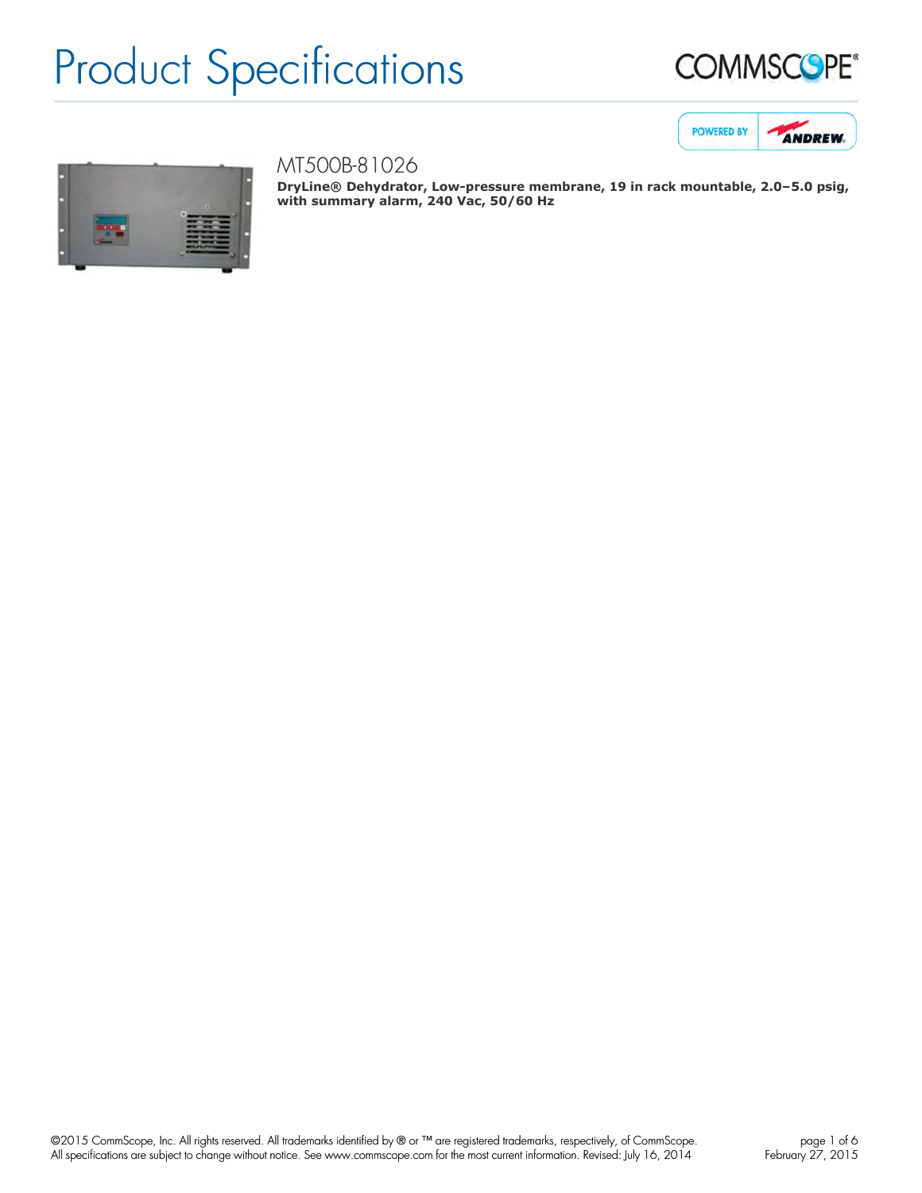# Product Specifications

## MT500B-81026

**DryLine® Dehydrator, Low-pressure membrane, 19 in rack mountable, 2.0–5.0 psig, with summary alarm, 240 Vac, 50/60 Hz**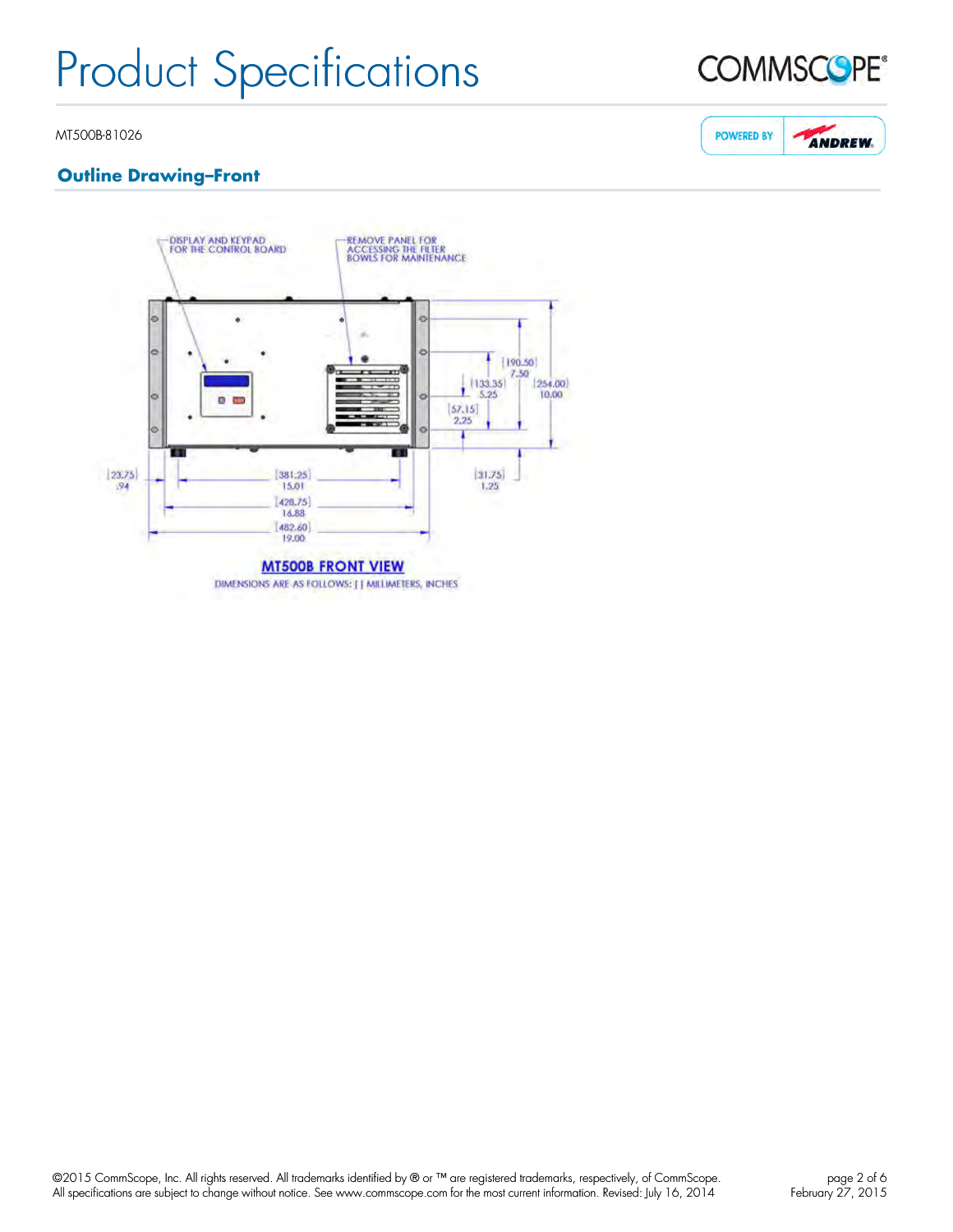# Product Specifications

MT500B-81026

## Outline Drawing–Front

DISPLAY AND KEYPAD FOR THE CONTROL BOARD

REMOVE PANEL FOR ACCESSING THE FILTER BOWLS FOR MAINTENANCE

[190.50] 7.50

[133.35] 5.25

[254.00] 10.00

[57.15] 2.25

[23.75] .94

[381.25] 15.01

[31.75] 1.25

[428.75] 16.88

[482.60] 19.00

**MT500B FRONT VIEW**

DIMENSIONS ARE AS FOLLOWS: [ ] MILLIMETERS, INCHES

©2015 CommScope, Inc. All rights reserved. All trademarks identified by ® or ™ are registered trademarks, respectively, of CommScope. All specifications are subject to change without notice. See www.commscope.com for the most current information. Revised: July 16, 2014

February 27, 2015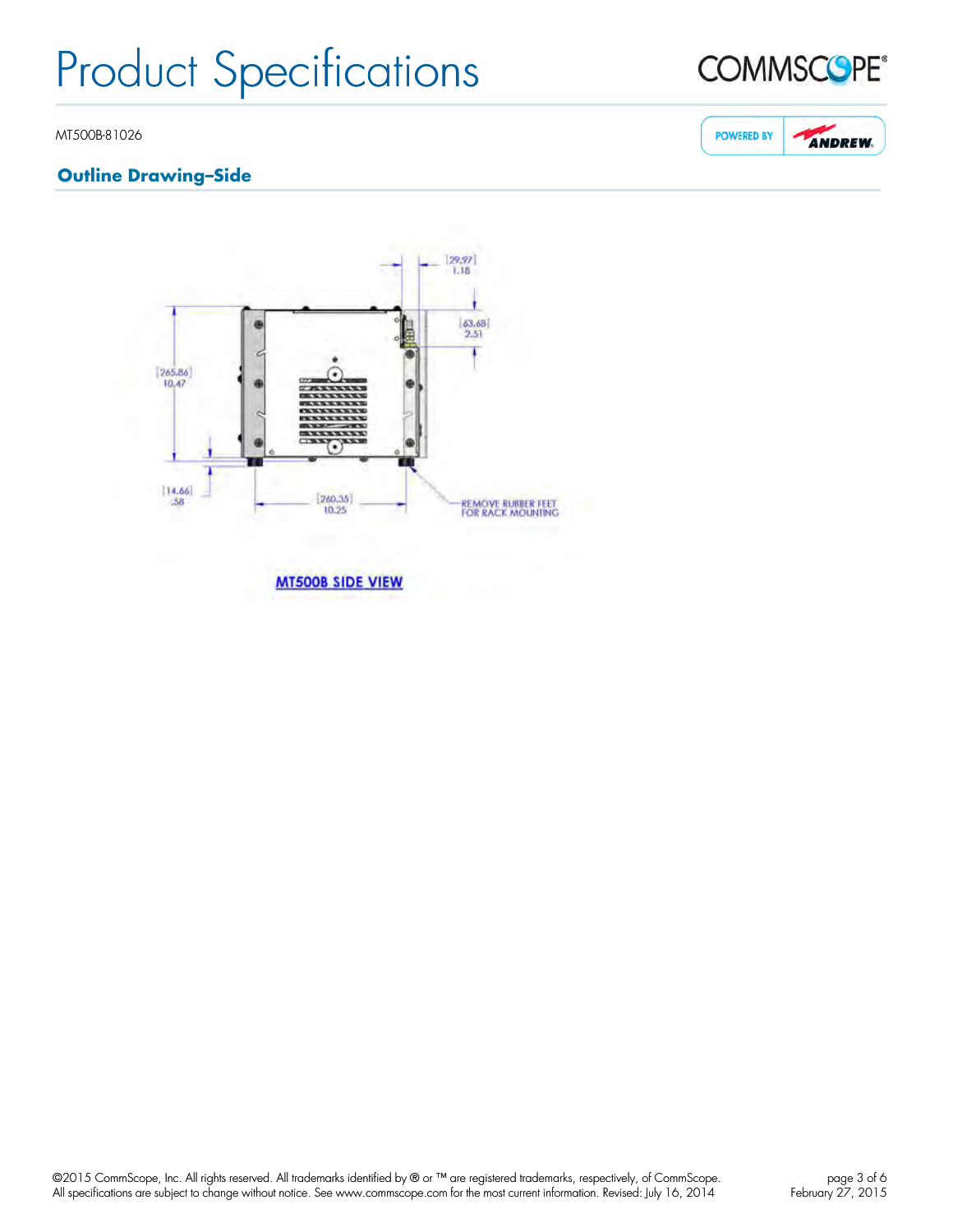# Product Specifications

MT500B-81026

## Outline Drawing–Side

[29.97]
1.18

[63.68]
2.51

[265.86]
10.47

[14.66]
.58

[260.35]
10.25

REMOVE RUBBER FEET
FOR RACK MOUNTING

MT500B SIDE VIEW

©2015 CommScope, Inc. All rights reserved. All trademarks identified by ® or ™ are registered trademarks, respectively, of CommScope.
All specifications are subject to change without notice. See www.commscope.com for the most current information. Revised: July 16, 2014

February 27, 2015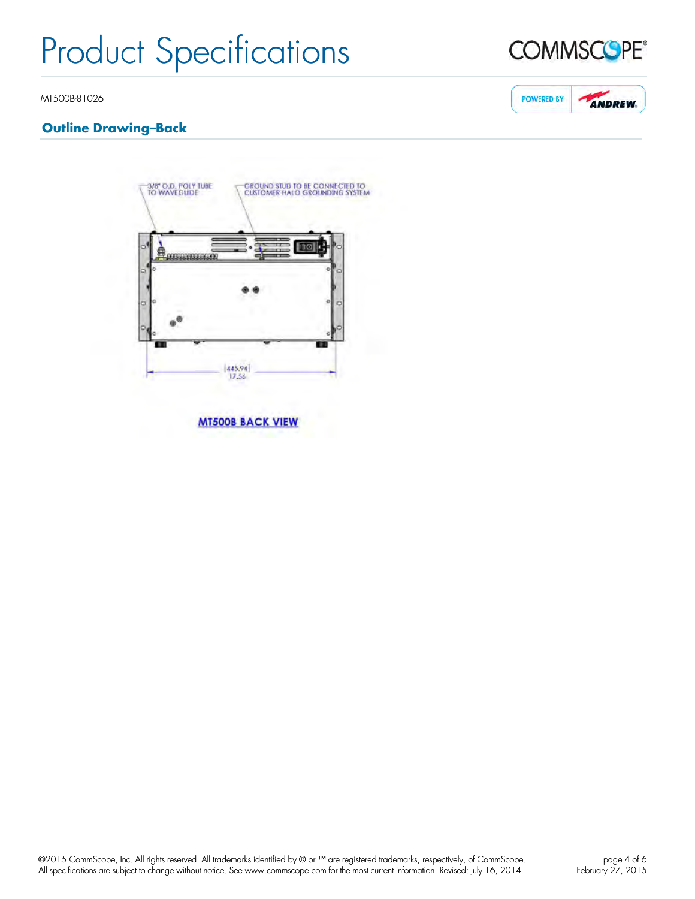## Outline Drawing–Back

3/8" O.D. POLY TUBE TO WAVEGUIDE

GROUND STUD TO BE CONNECTED TO CUSTOMER HALO GROUNDING SYSTEM

[445.94]
17.56

MT500B BACK VIEW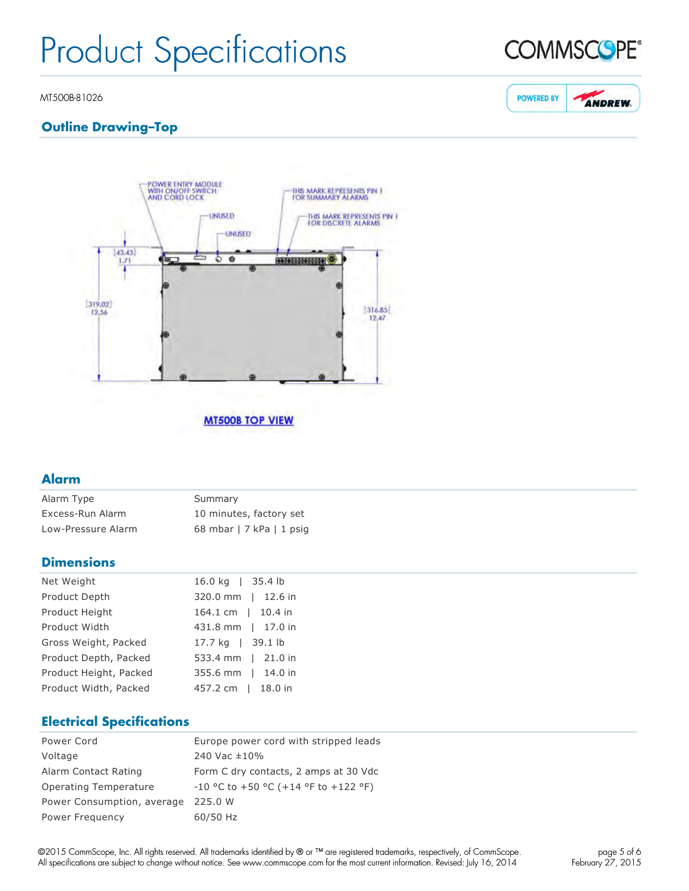# Product Specifications

MT500B-81026

## Outline Drawing–Top

POWER ENTRY MODULE WITH ON/OFF SWITCH AND CORD LOCK

UNUSED

UNUSED

THIS MARK REPRESENTS PIN 1 FOR SUMMARY ALARMS

THIS MARK REPRESENTS PIN 1 FOR DISCRETE ALARMS

[43.43] 1.71

[319.02] 12.56

[316.85] 12.47

MT500B TOP VIEW

## Alarm

| | |
|---|---|
| Alarm Type | Summary |
| Excess-Run Alarm | 10 minutes, factory set |
| Low-Pressure Alarm | 68 mbar \| 7 kPa \| 1 psig |

## Dimensions

| | |
|---|---|
| Net Weight | 16.0 kg \| 35.4 lb |
| Product Depth | 320.0 mm \| 12.6 in |
| Product Height | 164.1 cm \| 10.4 in |
| Product Width | 431.8 mm \| 17.0 in |
| Gross Weight, Packed | 17.7 kg \| 39.1 lb |
| Product Depth, Packed | 533.4 mm \| 21.0 in |
| Product Height, Packed | 355.6 mm \| 14.0 in |
| Product Width, Packed | 457.2 cm \| 18.0 in |

## Electrical Specifications

| | |
|---|---|
| Power Cord | Europe power cord with stripped leads |
| Voltage | 240 Vac ±10% |
| Alarm Contact Rating | Form C dry contacts, 2 amps at 30 Vdc |
| Operating Temperature | -10 °C to +50 °C (+14 °F to +122 °F) |
| Power Consumption, average | 225.0 W |
| Power Frequency | 60/50 Hz |

©2015 CommScope, Inc. All rights reserved. All trademarks identified by ® or ™ are registered trademarks, respectively, of CommScope. All specifications are subject to change without notice. See www.commscope.com for the most current information. Revised: July 16, 2014

February 27, 2015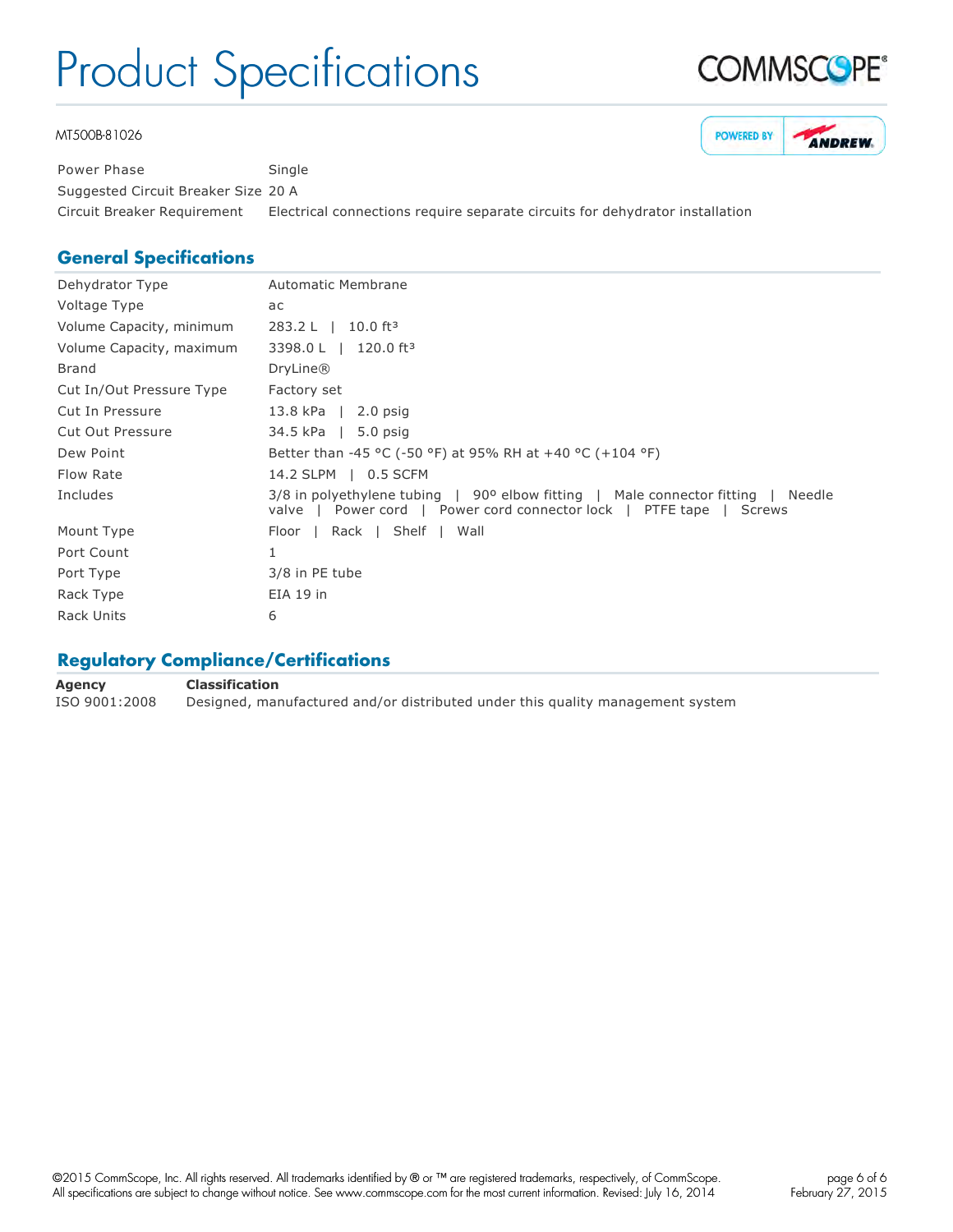# Product Specifications

MT500B-81026

| | |
|---|---|
| Power Phase | Single |
| Suggested Circuit Breaker Size | 20 A |
| Circuit Breaker Requirement | Electrical connections require separate circuits for dehydrator installation |

## General Specifications

| | |
|---|---|
| Dehydrator Type | Automatic Membrane |
| Voltage Type | ac |
| Volume Capacity, minimum | 283.2 L \| 10.0 ft³ |
| Volume Capacity, maximum | 3398.0 L \| 120.0 ft³ |
| Brand | DryLine® |
| Cut In/Out Pressure Type | Factory set |
| Cut In Pressure | 13.8 kPa \| 2.0 psig |
| Cut Out Pressure | 34.5 kPa \| 5.0 psig |
| Dew Point | Better than -45 °C (-50 °F) at 95% RH at +40 °C (+104 °F) |
| Flow Rate | 14.2 SLPM \| 0.5 SCFM |
| Includes | 3/8 in polyethylene tubing \| 90º elbow fitting \| Male connector fitting \| Needle valve \| Power cord \| Power cord connector lock \| PTFE tape \| Screws |
| Mount Type | Floor \| Rack \| Shelf \| Wall |
| Port Count | 1 |
| Port Type | 3/8 in PE tube |
| Rack Type | EIA 19 in |
| Rack Units | 6 |

## Regulatory Compliance/Certifications

| **Agency** | **Classification** |
|---|---|
| ISO 9001:2008 | Designed, manufactured and/or distributed under this quality management system |

©2015 CommScope, Inc. All rights reserved. All trademarks identified by ® or ™ are registered trademarks, respectively, of CommScope. All specifications are subject to change without notice. See www.commscope.com for the most current information. Revised: July 16, 2014

February 27, 2015